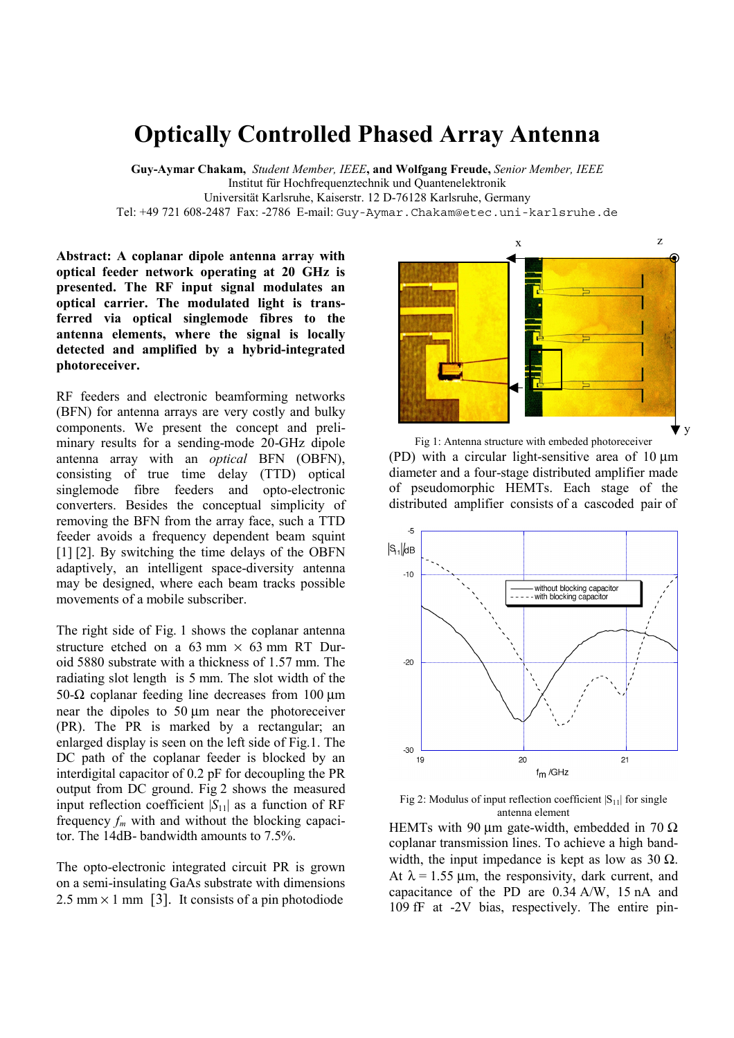# Optically Controlled Phased Array Antenna

**Guy-Aymar Chakam,** *Student Member, IEEE*, **and Wolfgang Freude,** *Senior Member, IEEE*
Institut für Hochfrequenztechnik und Quantenelektronik
Universität Karlsruhe, Kaiserstr. 12 D-76128 Karlsruhe, Germany
Tel: +49 721 608-2487 Fax: -2786 E-mail: Guy-Aymar.Chakam@etec.uni-karlsruhe.de

**Abstract: A coplanar dipole antenna array with optical feeder network operating at 20 GHz is presented. The RF input signal modulates an optical carrier. The modulated light is transferred via optical singlemode fibres to the antenna elements, where the signal is locally detected and amplified by a hybrid-integrated photoreceiver.**

RF feeders and electronic beamforming networks (BFN) for antenna arrays are very costly and bulky components. We present the concept and preliminary results for a sending-mode 20-GHz dipole antenna array with an *optical* BFN (OBFN), consisting of true time delay (TTD) optical singlemode fibre feeders and opto-electronic converters. Besides the conceptual simplicity of removing the BFN from the array face, such a TTD feeder avoids a frequency dependent beam squint [1] [2]. By switching the time delays of the OBFN adaptively, an intelligent space-diversity antenna may be designed, where each beam tracks possible movements of a mobile subscriber.

The right side of Fig. 1 shows the coplanar antenna structure etched on a 63 mm × 63 mm RT Duroid 5880 substrate with a thickness of 1.57 mm. The radiating slot length is 5 mm. The slot width of the 50-Ω coplanar feeding line decreases from 100 µm near the dipoles to 50 µm near the photoreceiver (PR). The PR is marked by a rectangular; an enlarged display is seen on the left side of Fig.1. The DC path of the coplanar feeder is blocked by an interdigital capacitor of 0.2 pF for decoupling the PR output from DC ground. Fig 2 shows the measured input reflection coefficient $|S_{11}|$ as a function of RF frequency $f_m$ with and without the blocking capacitor. The 14dB- bandwidth amounts to 7.5%.

The opto-electronic integrated circuit PR is grown on a semi-insulating GaAs substrate with dimensions 2.5 mm × 1 mm [3]. It consists of a pin photodiode

Fig 1: Antenna structure with embeded photoreceiver

(PD) with a circular light-sensitive area of 10 µm diameter and a four-stage distributed amplifier made of pseudomorphic HEMTs. Each stage of the distributed amplifier consists of a cascoded pair of

Fig 2: Modulus of input reflection coefficient $|S_{11}|$ for single antenna element

HEMTs with 90 µm gate-width, embedded in 70 Ω coplanar transmission lines. To achieve a high bandwidth, the input impedance is kept as low as 30 Ω. At $\lambda = 1.55$ µm, the responsivity, dark current, and capacitance of the PD are 0.34 A/W, 15 nA and 109 fF at -2V bias, respectively. The entire pin-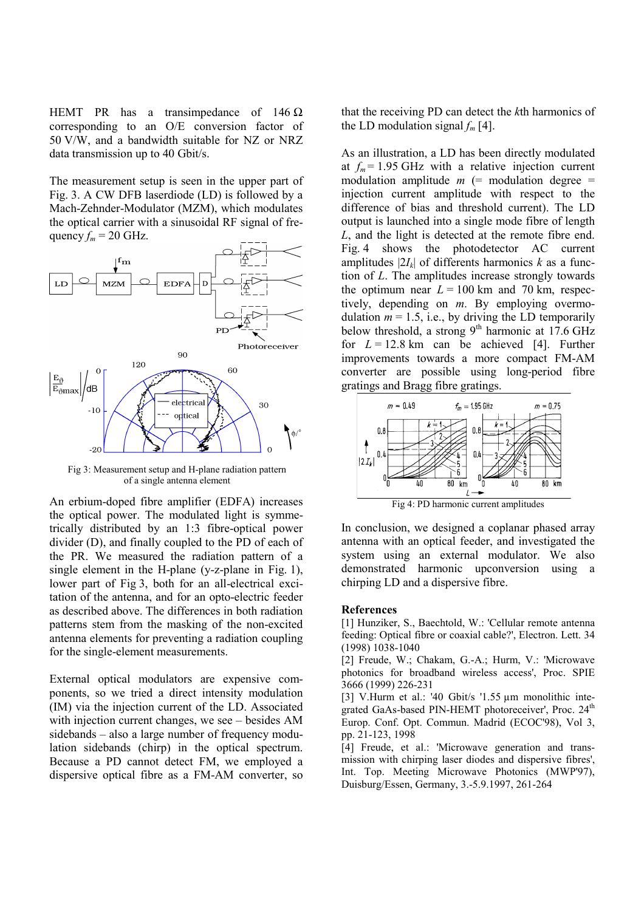HEMT PR has a transimpedance of 146 Ω corresponding to an O/E conversion factor of 50 V/W, and a bandwidth suitable for NZ or NRZ data transmission up to 40 Gbit/s.

The measurement setup is seen in the upper part of Fig. 3. A CW DFB laserdiode (LD) is followed by a Mach-Zehnder-Modulator (MZM), which modulates the optical carrier with a sinusoidal RF signal of frequency $f_m$ = 20 GHz.

fm
LD
MZM
EDFA
D
PD
Photoreceiver

$\left|\frac{E_\vartheta}{E_{\vartheta max}}\right|$/dB
0
-10
-20
90
120
60
30
0
electrical
optical
ϕ/°

Fig 3: Measurement setup and H-plane radiation pattern of a single antenna element

An erbium-doped fibre amplifier (EDFA) increases the optical power. The modulated light is symmetrically distributed by an 1:3 fibre-optical power divider (D), and finally coupled to the PD of each of the PR. We measured the radiation pattern of a single element in the H-plane (y-z-plane in Fig. 1), lower part of Fig 3, both for an all-electrical excitation of the antenna, and for an opto-electric feeder as described above. The differences in both radiation patterns stem from the masking of the non-excited antenna elements for preventing a radiation coupling for the single-element measurements.

External optical modulators are expensive components, so we tried a direct intensity modulation (IM) via the injection current of the LD. Associated with injection current changes, we see – besides AM sidebands – also a large number of frequency modulation sidebands (chirp) in the optical spectrum. Because a PD cannot detect FM, we employed a dispersive optical fibre as a FM-AM converter, so that the receiving PD can detect the $k$th harmonics of the LD modulation signal $f_m$ [4].

As an illustration, a LD has been directly modulated at $f_m$ = 1.95 GHz with a relative injection current modulation amplitude $m$ (= modulation degree = injection current amplitude with respect to the difference of bias and threshold current). The LD output is launched into a single mode fibre of length $L$, and the light is detected at the remote fibre end. Fig. 4 shows the photodetector AC current amplitudes $|2I_k|$ of differents harmonics $k$ as a function of $L$. The amplitudes increase strongly towards the optimum near $L$ = 100 km and 70 km, respectively, depending on $m$. By employing overmodulation $m$ = 1.5, i.e., by driving the LD temporarily below threshold, a strong 9th harmonic at 17.6 GHz for $L$ = 12.8 km can be achieved [4]. Further improvements towards a more compact FM-AM converter are possible using long-period fibre gratings and Bragg fibre gratings.

$m$ = 0.49
$f_m$ = 1.95 GHz
$m$ = 0.75
$|2I_k|$
0.8
0.4
0
$k$ = 1
2
3
4
5
6
0
40
80 km
$L$

Fig 4: PD harmonic current amplitudes

In conclusion, we designed a coplanar phased array antenna with an optical feeder, and investigated the system using an external modulator. We also demonstrated harmonic upconversion using a chirping LD and a dispersive fibre.

## References

[1] Hunziker, S., Baechtold, W.: 'Cellular remote antenna feeding: Optical fibre or coaxial cable?', Electron. Lett. 34 (1998) 1038-1040

[2] Freude, W.; Chakam, G.-A.; Hurm, V.: 'Microwave photonics for broadband wireless access', Proc. SPIE 3666 (1999) 226-231

[3] V.Hurm et al.: '40 Gbit/s '1.55 µm monolithic integrated GaAs-based PIN-HEMT photoreceiver', Proc. 24th Europ. Conf. Opt. Commun. Madrid (ECOC'98), Vol 3, pp. 21-123, 1998

[4] Freude, et al.: 'Microwave generation and transmission with chirping laser diodes and dispersive fibres', Int. Top. Meeting Microwave Photonics (MWP'97), Duisburg/Essen, Germany, 3.-5.9.1997, 261-264